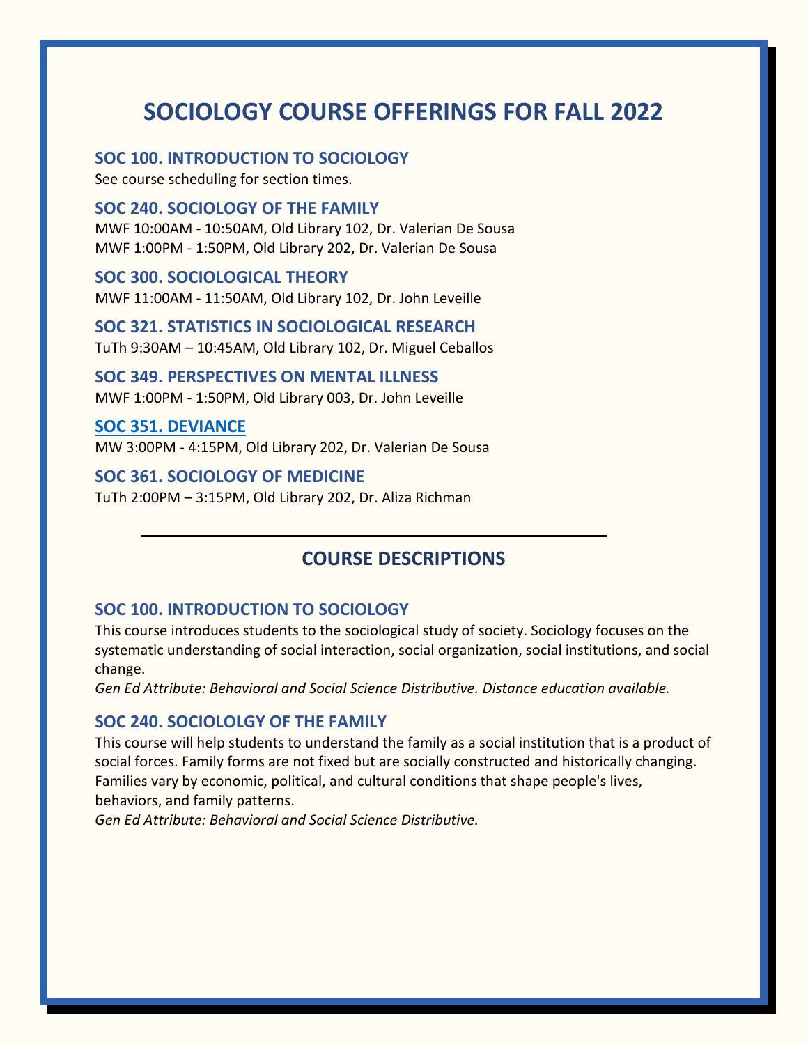# SOCIOLOGY COURSE OFFERINGS FOR FALL 2022

### SOC 100. INTRODUCTION TO SOCIOLOGY

See course scheduling for section times.

### SOC 240. SOCIOLOGY OF THE FAMILY

MWF 10:00AM - 10:50AM, Old Library 102, Dr. Valerian De Sousa
MWF 1:00PM - 1:50PM, Old Library 202, Dr. Valerian De Sousa

### SOC 300. SOCIOLOGICAL THEORY

MWF 11:00AM - 11:50AM, Old Library 102, Dr. John Leveille

### SOC 321. STATISTICS IN SOCIOLOGICAL RESEARCH

TuTh 9:30AM – 10:45AM, Old Library 102, Dr. Miguel Ceballos

### SOC 349. PERSPECTIVES ON MENTAL ILLNESS

MWF 1:00PM - 1:50PM, Old Library 003, Dr. John Leveille

### SOC 351. DEVIANCE

MW 3:00PM - 4:15PM, Old Library 202, Dr. Valerian De Sousa

### SOC 361. SOCIOLOGY OF MEDICINE

TuTh 2:00PM – 3:15PM, Old Library 202, Dr. Aliza Richman

---

## COURSE DESCRIPTIONS

### SOC 100. INTRODUCTION TO SOCIOLOGY

This course introduces students to the sociological study of society. Sociology focuses on the systematic understanding of social interaction, social organization, social institutions, and social change.

*Gen Ed Attribute: Behavioral and Social Science Distributive. Distance education available.*

### SOC 240. SOCIOLOLGY OF THE FAMILY

This course will help students to understand the family as a social institution that is a product of social forces. Family forms are not fixed but are socially constructed and historically changing. Families vary by economic, political, and cultural conditions that shape people's lives, behaviors, and family patterns.

*Gen Ed Attribute: Behavioral and Social Science Distributive.*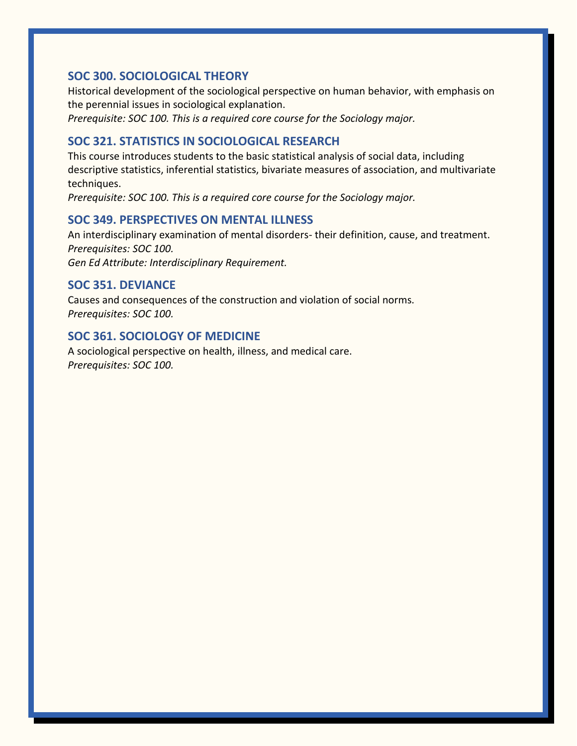### SOC 300. SOCIOLOGICAL THEORY

Historical development of the sociological perspective on human behavior, with emphasis on the perennial issues in sociological explanation.

*Prerequisite: SOC 100. This is a required core course for the Sociology major.*

### SOC 321. STATISTICS IN SOCIOLOGICAL RESEARCH

This course introduces students to the basic statistical analysis of social data, including descriptive statistics, inferential statistics, bivariate measures of association, and multivariate techniques.

*Prerequisite: SOC 100. This is a required core course for the Sociology major.*

### SOC 349. PERSPECTIVES ON MENTAL ILLNESS

An interdisciplinary examination of mental disorders- their definition, cause, and treatment.

*Prerequisites: SOC 100.*

*Gen Ed Attribute: Interdisciplinary Requirement.*

### SOC 351. DEVIANCE

Causes and consequences of the construction and violation of social norms.

*Prerequisites: SOC 100.*

### SOC 361. SOCIOLOGY OF MEDICINE

A sociological perspective on health, illness, and medical care.

*Prerequisites: SOC 100.*